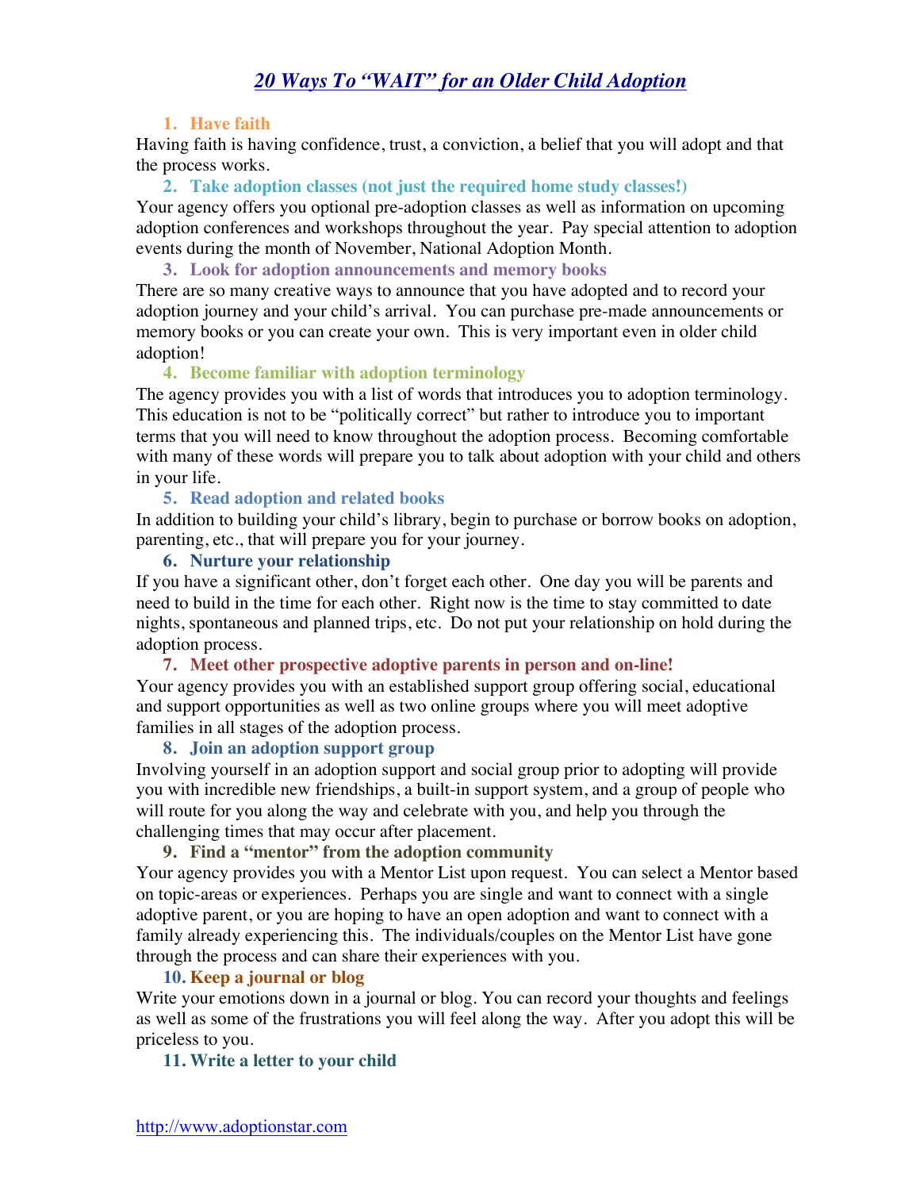# *20 Ways To "WAIT" for an Older Child Adoption*

### 1. Have faith

Having faith is having confidence, trust, a conviction, a belief that you will adopt and that the process works.

### 2. Take adoption classes (not just the required home study classes!)

Your agency offers you optional pre-adoption classes as well as information on upcoming adoption conferences and workshops throughout the year. Pay special attention to adoption events during the month of November, National Adoption Month.

### 3. Look for adoption announcements and memory books

There are so many creative ways to announce that you have adopted and to record your adoption journey and your child's arrival. You can purchase pre-made announcements or memory books or you can create your own. This is very important even in older child adoption!

### 4. Become familiar with adoption terminology

The agency provides you with a list of words that introduces you to adoption terminology. This education is not to be "politically correct" but rather to introduce you to important terms that you will need to know throughout the adoption process. Becoming comfortable with many of these words will prepare you to talk about adoption with your child and others in your life.

### 5. Read adoption and related books

In addition to building your child's library, begin to purchase or borrow books on adoption, parenting, etc., that will prepare you for your journey.

### 6. Nurture your relationship

If you have a significant other, don't forget each other. One day you will be parents and need to build in the time for each other. Right now is the time to stay committed to date nights, spontaneous and planned trips, etc. Do not put your relationship on hold during the adoption process.

### 7. Meet other prospective adoptive parents in person and on-line!

Your agency provides you with an established support group offering social, educational and support opportunities as well as two online groups where you will meet adoptive families in all stages of the adoption process.

### 8. Join an adoption support group

Involving yourself in an adoption support and social group prior to adopting will provide you with incredible new friendships, a built-in support system, and a group of people who will route for you along the way and celebrate with you, and help you through the challenging times that may occur after placement.

### 9. Find a "mentor" from the adoption community

Your agency provides you with a Mentor List upon request. You can select a Mentor based on topic-areas or experiences. Perhaps you are single and want to connect with a single adoptive parent, or you are hoping to have an open adoption and want to connect with a family already experiencing this. The individuals/couples on the Mentor List have gone through the process and can share their experiences with you.

### 10. Keep a journal or blog

Write your emotions down in a journal or blog. You can record your thoughts and feelings as well as some of the frustrations you will feel along the way. After you adopt this will be priceless to you.

### 11. Write a letter to your child

http://www.adoptionstar.com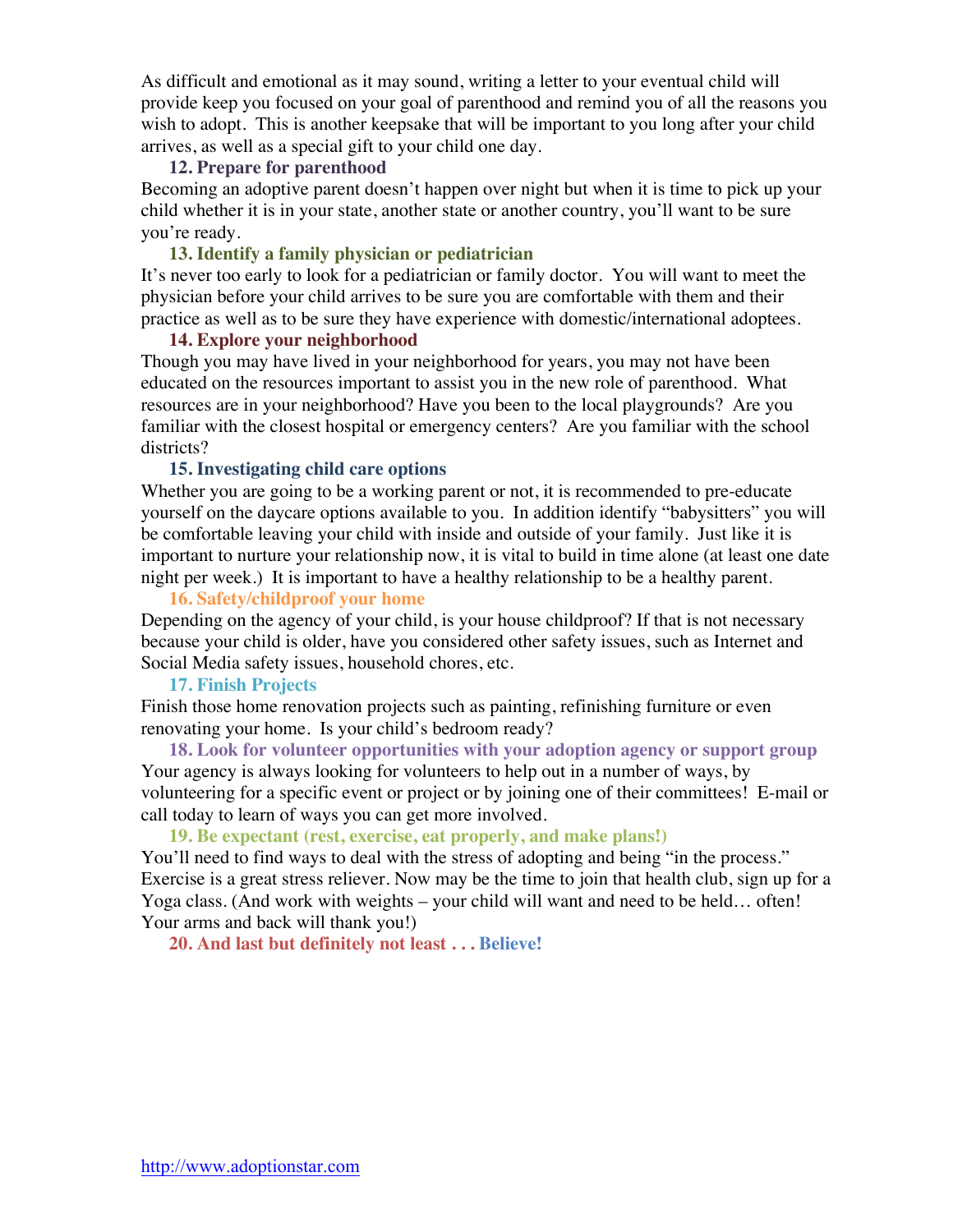As difficult and emotional as it may sound, writing a letter to your eventual child will provide keep you focused on your goal of parenthood and remind you of all the reasons you wish to adopt. This is another keepsake that will be important to you long after your child arrives, as well as a special gift to your child one day.

**12. Prepare for parenthood**

Becoming an adoptive parent doesn't happen over night but when it is time to pick up your child whether it is in your state, another state or another country, you'll want to be sure you're ready.

**13. Identify a family physician or pediatrician**

It's never too early to look for a pediatrician or family doctor. You will want to meet the physician before your child arrives to be sure you are comfortable with them and their practice as well as to be sure they have experience with domestic/international adoptees.

**14. Explore your neighborhood**

Though you may have lived in your neighborhood for years, you may not have been educated on the resources important to assist you in the new role of parenthood. What resources are in your neighborhood? Have you been to the local playgrounds? Are you familiar with the closest hospital or emergency centers? Are you familiar with the school districts?

**15. Investigating child care options**

Whether you are going to be a working parent or not, it is recommended to pre-educate yourself on the daycare options available to you. In addition identify "babysitters" you will be comfortable leaving your child with inside and outside of your family. Just like it is important to nurture your relationship now, it is vital to build in time alone (at least one date night per week.) It is important to have a healthy relationship to be a healthy parent.

**16. Safety/childproof your home**

Depending on the agency of your child, is your house childproof? If that is not necessary because your child is older, have you considered other safety issues, such as Internet and Social Media safety issues, household chores, etc.

**17. Finish Projects**

Finish those home renovation projects such as painting, refinishing furniture or even renovating your home. Is your child's bedroom ready?

**18. Look for volunteer opportunities with your adoption agency or support group**

Your agency is always looking for volunteers to help out in a number of ways, by volunteering for a specific event or project or by joining one of their committees! E-mail or call today to learn of ways you can get more involved.

**19. Be expectant (rest, exercise, eat properly, and make plans!)**

You'll need to find ways to deal with the stress of adopting and being "in the process." Exercise is a great stress reliever. Now may be the time to join that health club, sign up for a Yoga class. (And work with weights – your child will want and need to be held… often! Your arms and back will thank you!)

**20. And last but definitely not least . . . Believe!**

http://www.adoptionstar.com